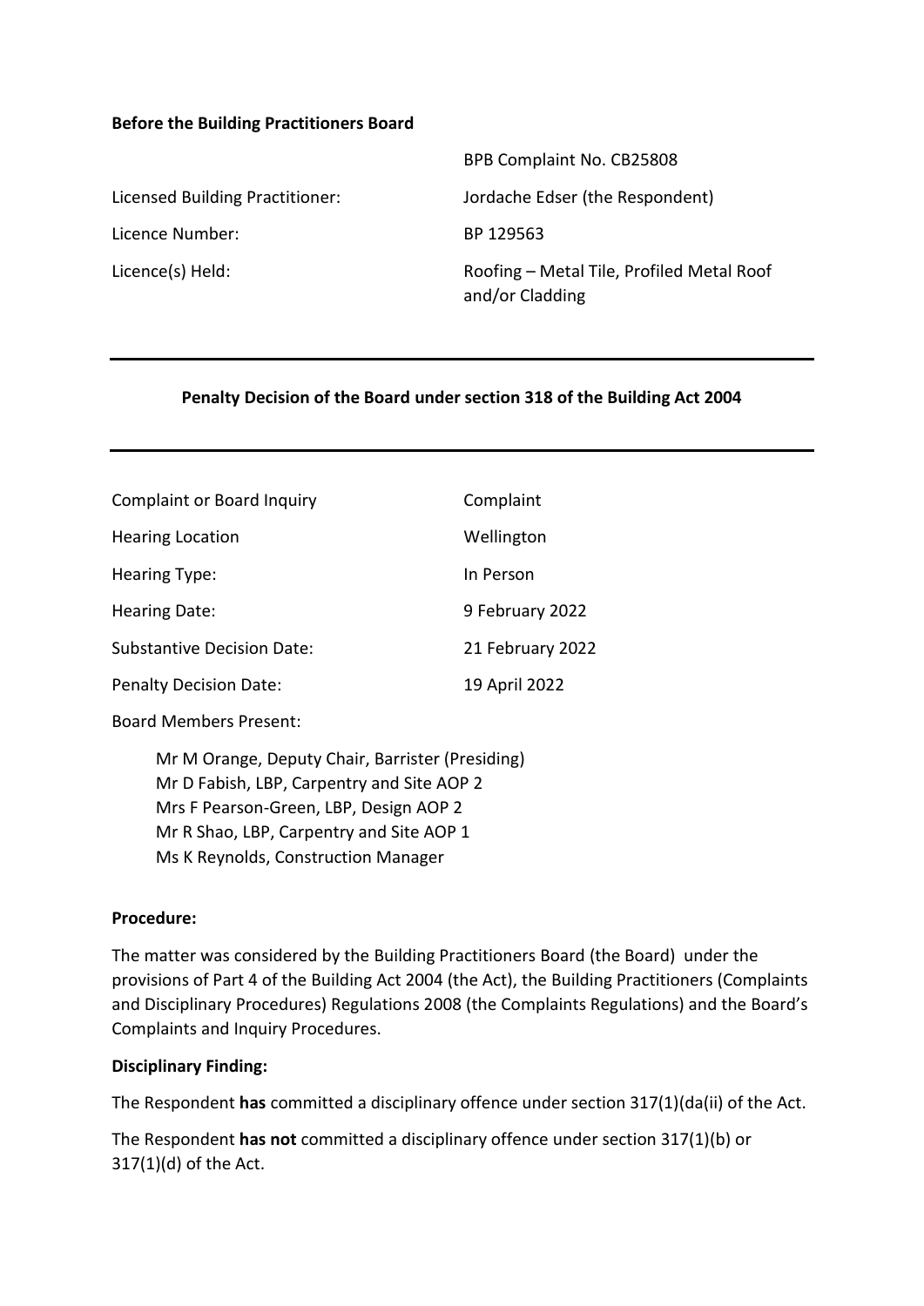**Before the Building Practitioners Board**

| | |
|---|---|
| | BPB Complaint No. CB25808 |
| Licensed Building Practitioner: | Jordache Edser (the Respondent) |
| Licence Number: | BP 129563 |
| Licence(s) Held: | Roofing – Metal Tile, Profiled Metal Roof and/or Cladding |

---

**Penalty Decision of the Board under section 318 of the Building Act 2004**

---

| | |
|---|---|
| Complaint or Board Inquiry | Complaint |
| Hearing Location | Wellington |
| Hearing Type: | In Person |
| Hearing Date: | 9 February 2022 |
| Substantive Decision Date: | 21 February 2022 |
| Penalty Decision Date: | 19 April 2022 |

Board Members Present:

Mr M Orange, Deputy Chair, Barrister (Presiding)
Mr D Fabish, LBP, Carpentry and Site AOP 2
Mrs F Pearson-Green, LBP, Design AOP 2
Mr R Shao, LBP, Carpentry and Site AOP 1
Ms K Reynolds, Construction Manager

**Procedure:**

The matter was considered by the Building Practitioners Board (the Board) under the provisions of Part 4 of the Building Act 2004 (the Act), the Building Practitioners (Complaints and Disciplinary Procedures) Regulations 2008 (the Complaints Regulations) and the Board's Complaints and Inquiry Procedures.

**Disciplinary Finding:**

The Respondent **has** committed a disciplinary offence under section 317(1)(da(ii) of the Act.

The Respondent **has not** committed a disciplinary offence under section 317(1)(b) or 317(1)(d) of the Act.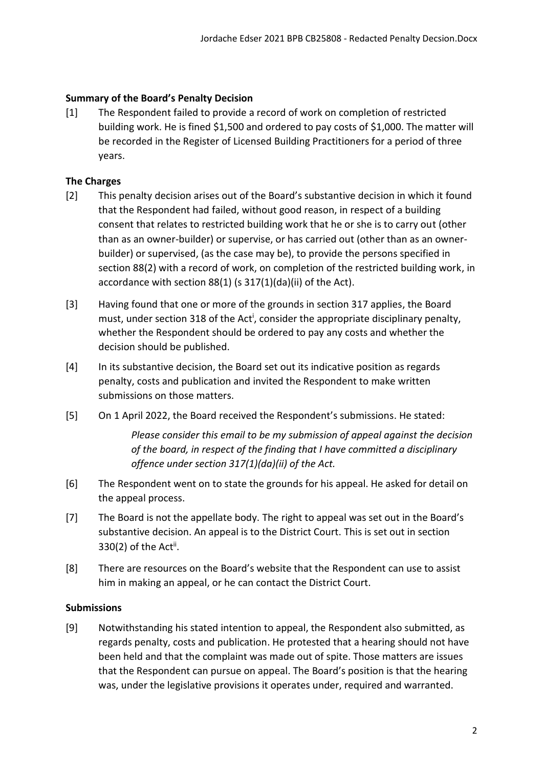**Summary of the Board's Penalty Decision**

[1] The Respondent failed to provide a record of work on completion of restricted building work. He is fined $1,500 and ordered to pay costs of $1,000. The matter will be recorded in the Register of Licensed Building Practitioners for a period of three years.

**The Charges**

[2] This penalty decision arises out of the Board's substantive decision in which it found that the Respondent had failed, without good reason, in respect of a building consent that relates to restricted building work that he or she is to carry out (other than as an owner-builder) or supervise, or has carried out (other than as an owner-builder) or supervised, (as the case may be), to provide the persons specified in section 88(2) with a record of work, on completion of the restricted building work, in accordance with section 88(1) (s 317(1)(da)(ii) of the Act).

[3] Having found that one or more of the grounds in section 317 applies, the Board must, under section 318 of the Act[i], consider the appropriate disciplinary penalty, whether the Respondent should be ordered to pay any costs and whether the decision should be published.

[4] In its substantive decision, the Board set out its indicative position as regards penalty, costs and publication and invited the Respondent to make written submissions on those matters.

[5] On 1 April 2022, the Board received the Respondent's submissions. He stated:

> *Please consider this email to be my submission of appeal against the decision of the board, in respect of the finding that I have committed a disciplinary offence under section 317(1)(da)(ii) of the Act.*

[6] The Respondent went on to state the grounds for his appeal. He asked for detail on the appeal process.

[7] The Board is not the appellate body. The right to appeal was set out in the Board's substantive decision. An appeal is to the District Court. This is set out in section 330(2) of the Act[ii].

[8] There are resources on the Board's website that the Respondent can use to assist him in making an appeal, or he can contact the District Court.

**Submissions**

[9] Notwithstanding his stated intention to appeal, the Respondent also submitted, as regards penalty, costs and publication. He protested that a hearing should not have been held and that the complaint was made out of spite. Those matters are issues that the Respondent can pursue on appeal. The Board's position is that the hearing was, under the legislative provisions it operates under, required and warranted.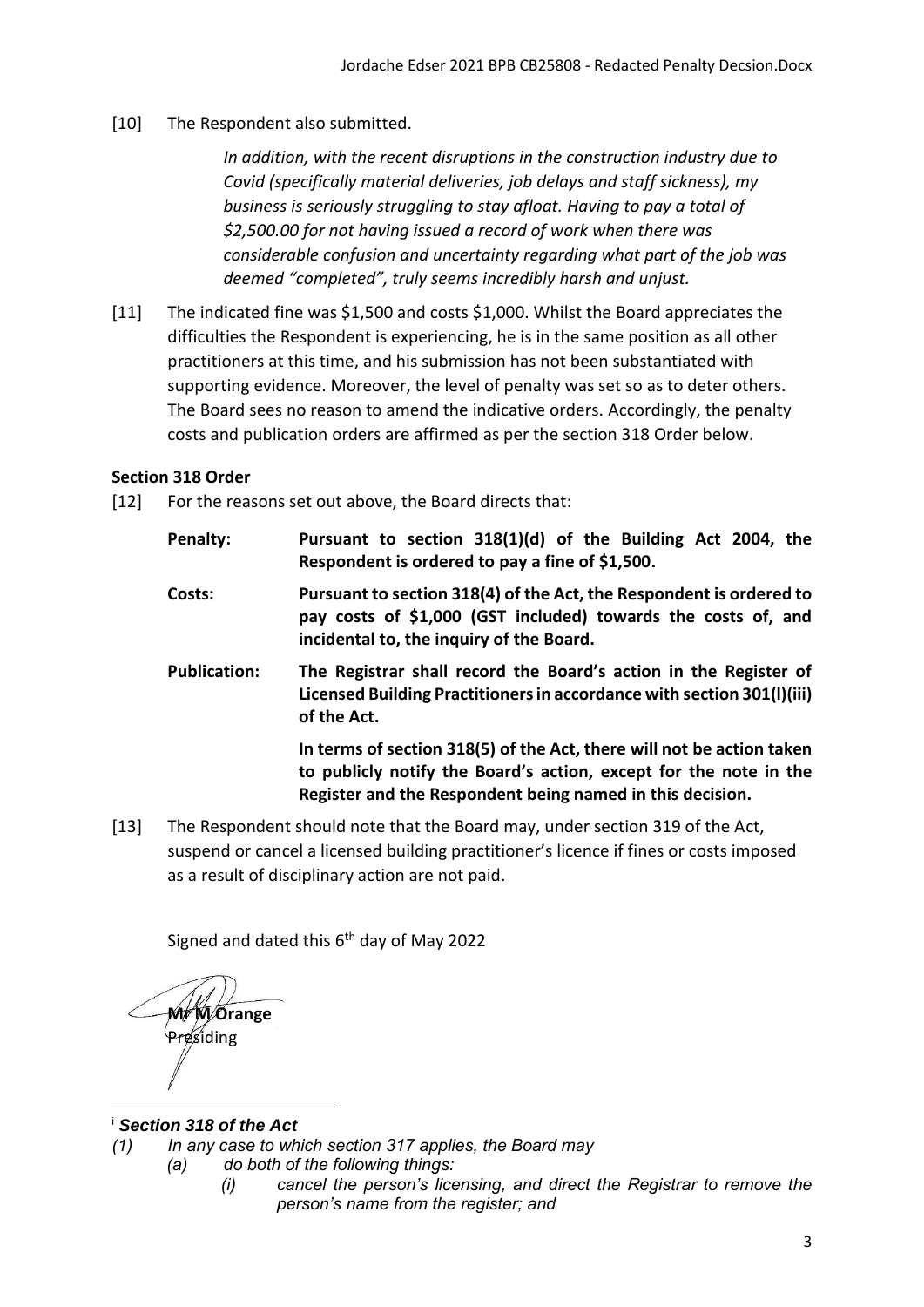[10] The Respondent also submitted.

> *In addition, with the recent disruptions in the construction industry due to Covid (specifically material deliveries, job delays and staff sickness), my business is seriously struggling to stay afloat. Having to pay a total of $2,500.00 for not having issued a record of work when there was considerable confusion and uncertainty regarding what part of the job was deemed "completed", truly seems incredibly harsh and unjust.*

[11] The indicated fine was $1,500 and costs $1,000. Whilst the Board appreciates the difficulties the Respondent is experiencing, he is in the same position as all other practitioners at this time, and his submission has not been substantiated with supporting evidence. Moreover, the level of penalty was set so as to deter others. The Board sees no reason to amend the indicative orders. Accordingly, the penalty costs and publication orders are affirmed as per the section 318 Order below.

**Section 318 Order**

[12] For the reasons set out above, the Board directs that:

**Penalty:** **Pursuant to section 318(1)(d) of the Building Act 2004, the Respondent is ordered to pay a fine of $1,500.**

**Costs:** **Pursuant to section 318(4) of the Act, the Respondent is ordered to pay costs of $1,000 (GST included) towards the costs of, and incidental to, the inquiry of the Board.**

**Publication:** **The Registrar shall record the Board's action in the Register of Licensed Building Practitioners in accordance with section 301(l)(iii) of the Act.**

**In terms of section 318(5) of the Act, there will not be action taken to publicly notify the Board's action, except for the note in the Register and the Respondent being named in this decision.**

[13] The Respondent should note that the Board may, under section 319 of the Act, suspend or cancel a licensed building practitioner's licence if fines or costs imposed as a result of disciplinary action are not paid.

Signed and dated this 6th day of May 2022

**Mr M Orange**
Presiding

---

[i] ***Section 318 of the Act***

*(1) In any case to which section 317 applies, the Board may*
- *(a) do both of the following things:*
  - *(i) cancel the person's licensing, and direct the Registrar to remove the person's name from the register; and*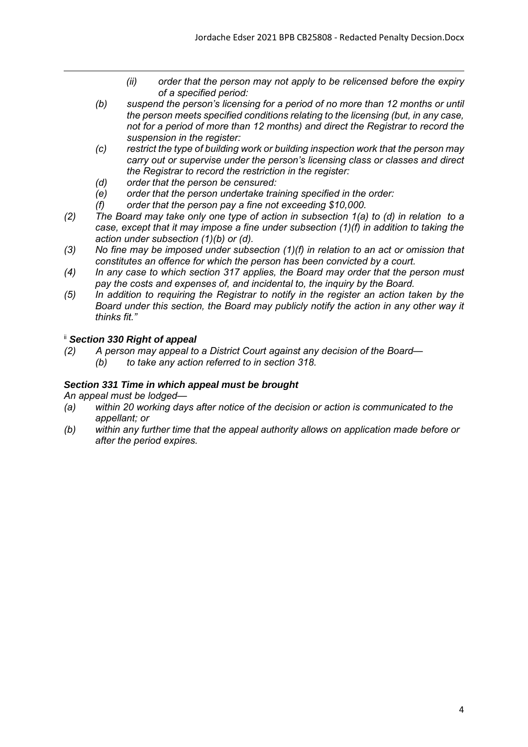*(ii) order that the person may not apply to be relicensed before the expiry of a specified period:*

*(b) suspend the person's licensing for a period of no more than 12 months or until the person meets specified conditions relating to the licensing (but, in any case, not for a period of more than 12 months) and direct the Registrar to record the suspension in the register:*

*(c) restrict the type of building work or building inspection work that the person may carry out or supervise under the person's licensing class or classes and direct the Registrar to record the restriction in the register:*

*(d) order that the person be censured:*

*(e) order that the person undertake training specified in the order:*

*(f) order that the person pay a fine not exceeding $10,000.*

*(2) The Board may take only one type of action in subsection 1(a) to (d) in relation to a case, except that it may impose a fine under subsection (1)(f) in addition to taking the action under subsection (1)(b) or (d).*

*(3) No fine may be imposed under subsection (1)(f) in relation to an act or omission that constitutes an offence for which the person has been convicted by a court.*

*(4) In any case to which section 317 applies, the Board may order that the person must pay the costs and expenses of, and incidental to, the inquiry by the Board.*

*(5) In addition to requiring the Registrar to notify in the register an action taken by the Board under this section, the Board may publicly notify the action in any other way it thinks fit."*

[ii] ***Section 330 Right of appeal***

*(2) A person may appeal to a District Court against any decision of the Board—*

*(b) to take any action referred to in section 318.*

***Section 331 Time in which appeal must be brought***

*An appeal must be lodged—*

*(a) within 20 working days after notice of the decision or action is communicated to the appellant; or*

*(b) within any further time that the appeal authority allows on application made before or after the period expires.*